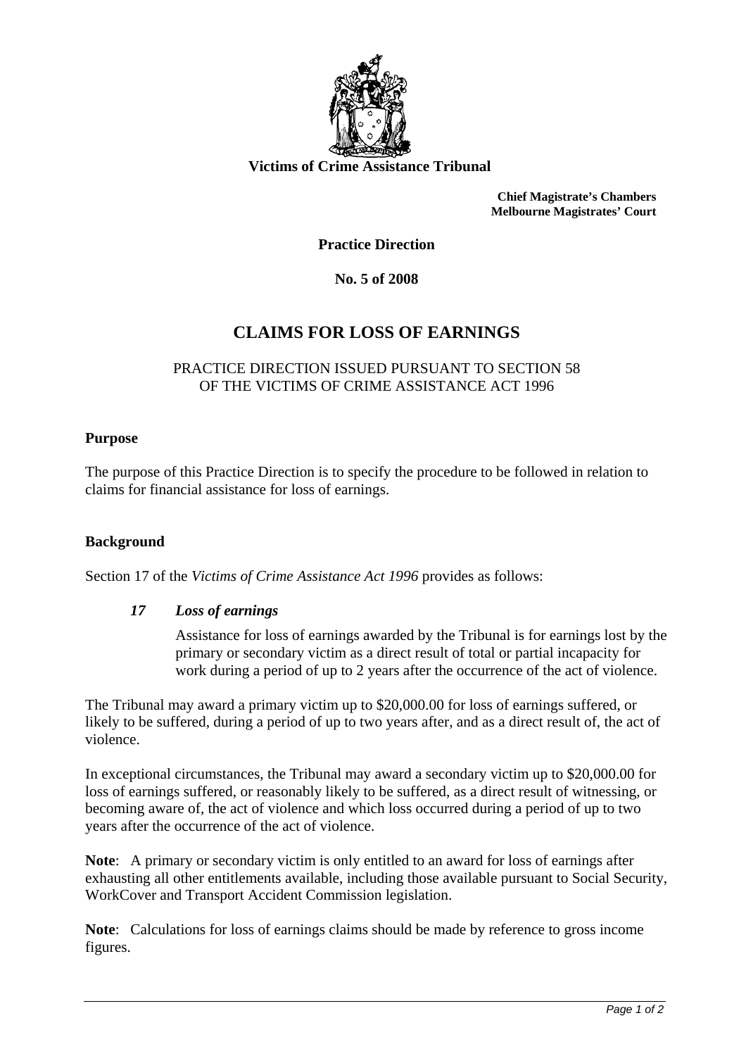**Victims of Crime Assistance Tribunal**

**Chief Magistrate's Chambers**
**Melbourne Magistrates' Court**

**Practice Direction**

**No. 5 of 2008**

# CLAIMS FOR LOSS OF EARNINGS

PRACTICE DIRECTION ISSUED PURSUANT TO SECTION 58 OF THE VICTIMS OF CRIME ASSISTANCE ACT 1996

## Purpose

The purpose of this Practice Direction is to specify the procedure to be followed in relation to claims for financial assistance for loss of earnings.

## Background

Section 17 of the *Victims of Crime Assistance Act 1996* provides as follows:

> ***17 Loss of earnings***
>
> Assistance for loss of earnings awarded by the Tribunal is for earnings lost by the primary or secondary victim as a direct result of total or partial incapacity for work during a period of up to 2 years after the occurrence of the act of violence.

The Tribunal may award a primary victim up to $20,000.00 for loss of earnings suffered, or likely to be suffered, during a period of up to two years after, and as a direct result of, the act of violence.

In exceptional circumstances, the Tribunal may award a secondary victim up to $20,000.00 for loss of earnings suffered, or reasonably likely to be suffered, as a direct result of witnessing, or becoming aware of, the act of violence and which loss occurred during a period of up to two years after the occurrence of the act of violence.

**Note**: A primary or secondary victim is only entitled to an award for loss of earnings after exhausting all other entitlements available, including those available pursuant to Social Security, WorkCover and Transport Accident Commission legislation.

**Note**: Calculations for loss of earnings claims should be made by reference to gross income figures.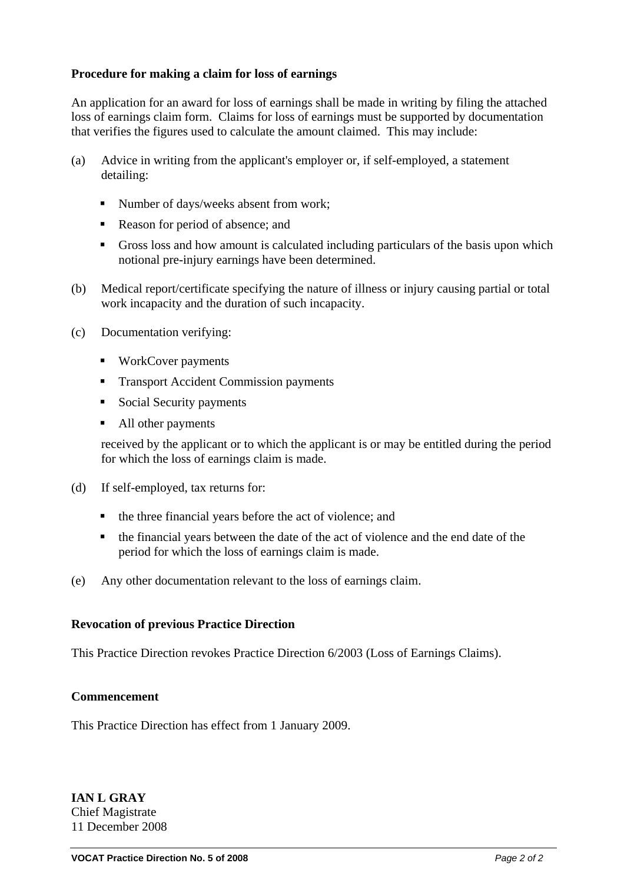**Procedure for making a claim for loss of earnings**

An application for an award for loss of earnings shall be made in writing by filing the attached loss of earnings claim form. Claims for loss of earnings must be supported by documentation that verifies the figures used to calculate the amount claimed. This may include:

(a) Advice in writing from the applicant's employer or, if self-employed, a statement detailing:

- Number of days/weeks absent from work;
- Reason for period of absence; and
- Gross loss and how amount is calculated including particulars of the basis upon which notional pre-injury earnings have been determined.

(b) Medical report/certificate specifying the nature of illness or injury causing partial or total work incapacity and the duration of such incapacity.

(c) Documentation verifying:

- WorkCover payments
- Transport Accident Commission payments
- Social Security payments
- All other payments

received by the applicant or to which the applicant is or may be entitled during the period for which the loss of earnings claim is made.

(d) If self-employed, tax returns for:

- the three financial years before the act of violence; and
- the financial years between the date of the act of violence and the end date of the period for which the loss of earnings claim is made.

(e) Any other documentation relevant to the loss of earnings claim.

**Revocation of previous Practice Direction**

This Practice Direction revokes Practice Direction 6/2003 (Loss of Earnings Claims).

**Commencement**

This Practice Direction has effect from 1 January 2009.

**IAN L GRAY**
Chief Magistrate
11 December 2008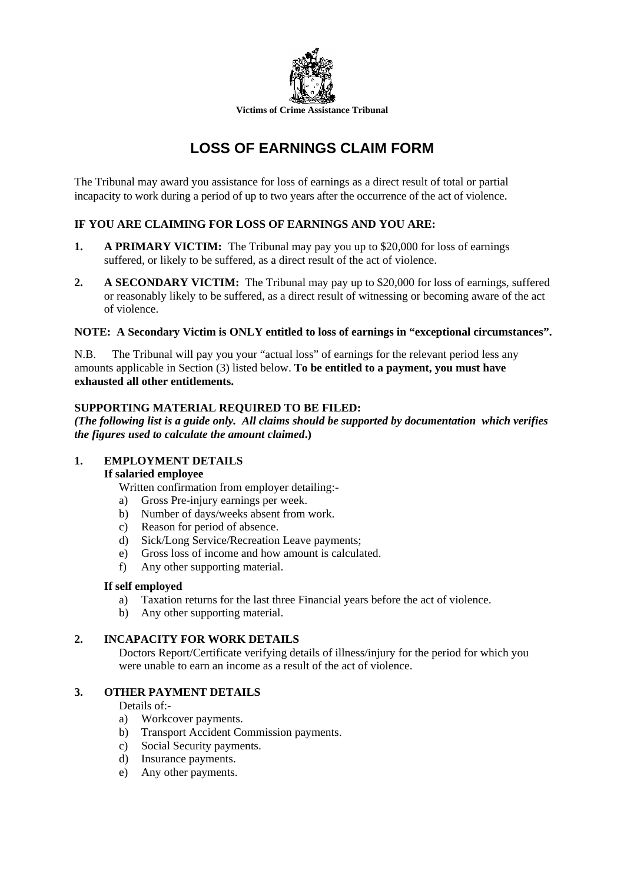Victims of Crime Assistance Tribunal

# LOSS OF EARNINGS CLAIM FORM

The Tribunal may award you assistance for loss of earnings as a direct result of total or partial incapacity to work during a period of up to two years after the occurrence of the act of violence.

**IF YOU ARE CLAIMING FOR LOSS OF EARNINGS AND YOU ARE:**

1. **A PRIMARY VICTIM:** The Tribunal may pay you up to $20,000 for loss of earnings suffered, or likely to be suffered, as a direct result of the act of violence.
2. **A SECONDARY VICTIM:** The Tribunal may pay up to $20,000 for loss of earnings, suffered or reasonably likely to be suffered, as a direct result of witnessing or becoming aware of the act of violence.

**NOTE: A Secondary Victim is ONLY entitled to loss of earnings in "exceptional circumstances".**

N.B. The Tribunal will pay you your "actual loss" of earnings for the relevant period less any amounts applicable in Section (3) listed below. **To be entitled to a payment, you must have exhausted all other entitlements.**

**SUPPORTING MATERIAL REQUIRED TO BE FILED:**
***(The following list is a guide only. All claims should be supported by documentation which verifies the figures used to calculate the amount claimed.)***

**1. EMPLOYMENT DETAILS**

**If salaried employee**

Written confirmation from employer detailing:-

a) Gross Pre-injury earnings per week.
b) Number of days/weeks absent from work.
c) Reason for period of absence.
d) Sick/Long Service/Recreation Leave payments;
e) Gross loss of income and how amount is calculated.
f) Any other supporting material.

**If self employed**

a) Taxation returns for the last three Financial years before the act of violence.
b) Any other supporting material.

**2. INCAPACITY FOR WORK DETAILS**

Doctors Report/Certificate verifying details of illness/injury for the period for which you were unable to earn an income as a result of the act of violence.

**3. OTHER PAYMENT DETAILS**

Details of:-

a) Workcover payments.
b) Transport Accident Commission payments.
c) Social Security payments.
d) Insurance payments.
e) Any other payments.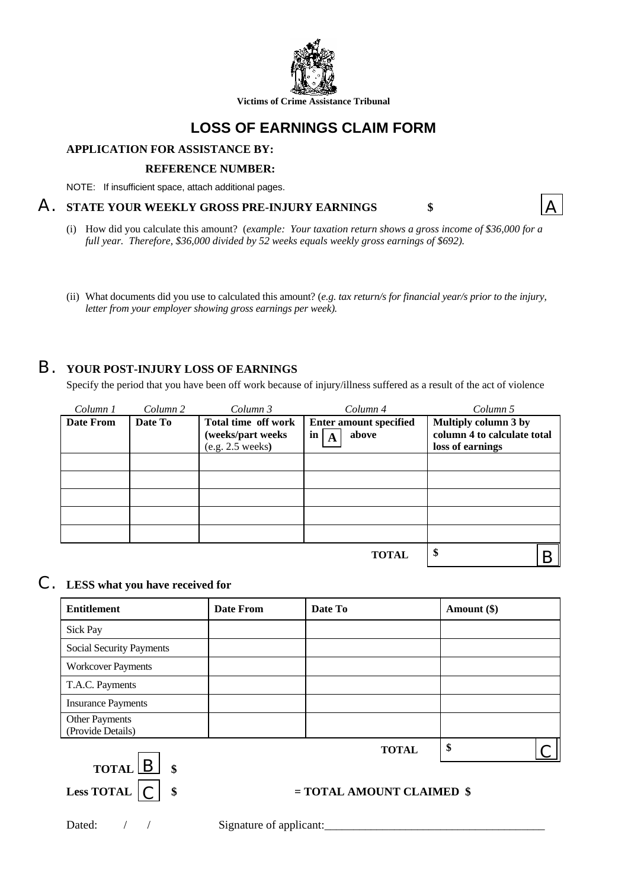Victims of Crime Assistance Tribunal

# LOSS OF EARNINGS CLAIM FORM

**APPLICATION FOR ASSISTANCE BY:**

**REFERENCE NUMBER:**

NOTE: If insufficient space, attach additional pages.

## A. STATE YOUR WEEKLY GROSS PRE-INJURY EARNINGS $ [A]

(i) How did you calculate this amount? (*example: Your taxation return shows a gross income of $36,000 for a full year. Therefore, $36,000 divided by 52 weeks equals weekly gross earnings of $692).*

(ii) What documents did you use to calculated this amount? (*e.g. tax return/s for financial year/s prior to the injury, letter from your employer showing gross earnings per week).*

## B. YOUR POST-INJURY LOSS OF EARNINGS

Specify the period that you have been off work because of injury/illness suffered as a result of the act of violence

| *Column 1* | *Column 2* | *Column 3* | *Column 4* | *Column 5* |
|---|---|---|---|---|
| **Date From** | **Date To** | **Total time off work (weeks/part weeks** (e.g. 2.5 weeks**)** | **Enter amount specified in [A] above** | **Multiply column 3 by column 4 to calculate total loss of earnings** |
| | | | | |
| | | | | |
| | | | | |
| | | | | |
| | | | | |
| | | | **TOTAL** | **$** [B] |

## C. LESS what you have received for

| **Entitlement** | **Date From** | **Date To** | **Amount ($)** |
|---|---|---|---|
| Sick Pay | | | |
| Social Security Payments | | | |
| Workcover Payments | | | |
| T.A.C. Payments | | | |
| Insurance Payments | | | |
| Other Payments (Provide Details) | | | |
| | | **TOTAL** | **$** [C] |

**TOTAL [B] $**

**Less TOTAL [C] $** **= TOTAL AMOUNT CLAIMED $**

Dated: / / Signature of applicant:_____________________________________